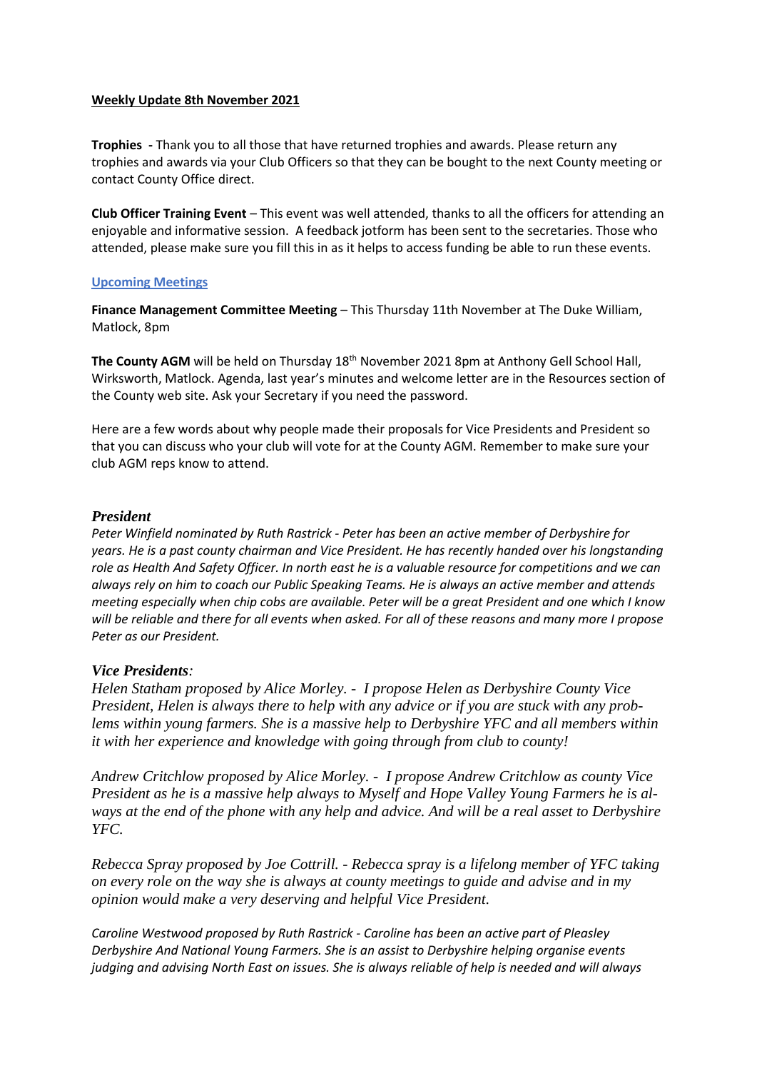**Weekly Update 8th November 2021**

**Trophies -** Thank you to all those that have returned trophies and awards. Please return any trophies and awards via your Club Officers so that they can be bought to the next County meeting or contact County Office direct.

**Club Officer Training Event** – This event was well attended, thanks to all the officers for attending an enjoyable and informative session. A feedback jotform has been sent to the secretaries. Those who attended, please make sure you fill this in as it helps to access funding be able to run these events.

**Upcoming Meetings**

**Finance Management Committee Meeting** – This Thursday 11th November at The Duke William, Matlock, 8pm

**The County AGM** will be held on Thursday 18th November 2021 8pm at Anthony Gell School Hall, Wirksworth, Matlock. Agenda, last year's minutes and welcome letter are in the Resources section of the County web site. Ask your Secretary if you need the password.

Here are a few words about why people made their proposals for Vice Presidents and President so that you can discuss who your club will vote for at the County AGM. Remember to make sure your club AGM reps know to attend.

### *President*

*Peter Winfield nominated by Ruth Rastrick - Peter has been an active member of Derbyshire for years. He is a past county chairman and Vice President. He has recently handed over his longstanding role as Health And Safety Officer. In north east he is a valuable resource for competitions and we can always rely on him to coach our Public Speaking Teams. He is always an active member and attends meeting especially when chip cobs are available. Peter will be a great President and one which I know will be reliable and there for all events when asked. For all of these reasons and many more I propose Peter as our President.*

### *Vice Presidents:*

*Helen Statham proposed by Alice Morley. - I propose Helen as Derbyshire County Vice President, Helen is always there to help with any advice or if you are stuck with any problems within young farmers. She is a massive help to Derbyshire YFC and all members within it with her experience and knowledge with going through from club to county!*

*Andrew Critchlow proposed by Alice Morley. - I propose Andrew Critchlow as county Vice President as he is a massive help always to Myself and Hope Valley Young Farmers he is always at the end of the phone with any help and advice. And will be a real asset to Derbyshire YFC.*

*Rebecca Spray proposed by Joe Cottrill. - Rebecca spray is a lifelong member of YFC taking on every role on the way she is always at county meetings to guide and advise and in my opinion would make a very deserving and helpful Vice President.*

*Caroline Westwood proposed by Ruth Rastrick - Caroline has been an active part of Pleasley Derbyshire And National Young Farmers. She is an assist to Derbyshire helping organise events judging and advising North East on issues. She is always reliable of help is needed and will always*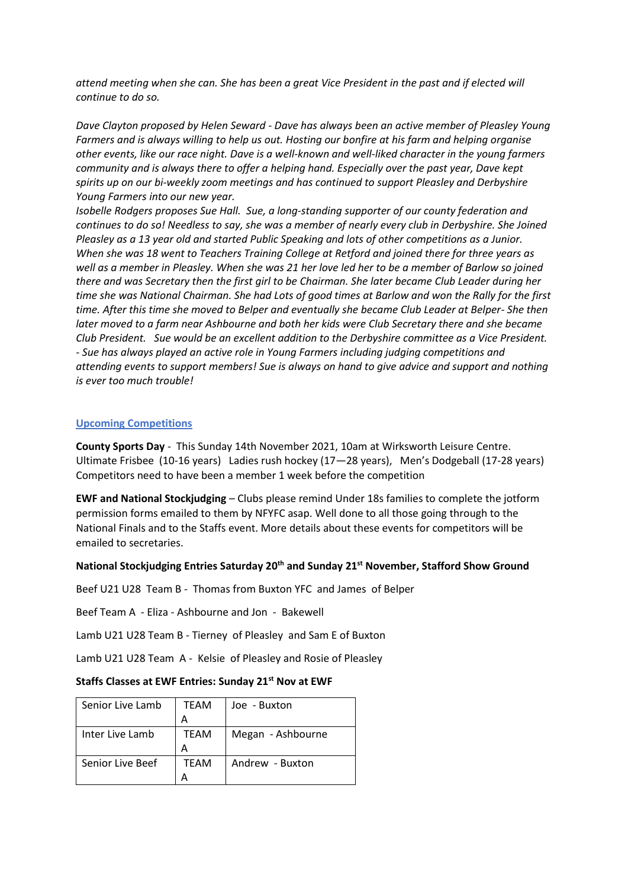*attend meeting when she can. She has been a great Vice President in the past and if elected will continue to do so.*

*Dave Clayton proposed by Helen Seward - Dave has always been an active member of Pleasley Young Farmers and is always willing to help us out. Hosting our bonfire at his farm and helping organise other events, like our race night. Dave is a well-known and well-liked character in the young farmers community and is always there to offer a helping hand. Especially over the past year, Dave kept spirits up on our bi-weekly zoom meetings and has continued to support Pleasley and Derbyshire Young Farmers into our new year.*

*Isobelle Rodgers proposes Sue Hall. Sue, a long-standing supporter of our county federation and continues to do so! Needless to say, she was a member of nearly every club in Derbyshire. She Joined Pleasley as a 13 year old and started Public Speaking and lots of other competitions as a Junior. When she was 18 went to Teachers Training College at Retford and joined there for three years as well as a member in Pleasley. When she was 21 her love led her to be a member of Barlow so joined there and was Secretary then the first girl to be Chairman. She later became Club Leader during her time she was National Chairman. She had Lots of good times at Barlow and won the Rally for the first time. After this time she moved to Belper and eventually she became Club Leader at Belper- She then later moved to a farm near Ashbourne and both her kids were Club Secretary there and she became Club President. Sue would be an excellent addition to the Derbyshire committee as a Vice President. - Sue has always played an active role in Young Farmers including judging competitions and attending events to support members! Sue is always on hand to give advice and support and nothing is ever too much trouble!*

## Upcoming Competitions

**County Sports Day** - This Sunday 14th November 2021, 10am at Wirksworth Leisure Centre. Ultimate Frisbee (10-16 years) Ladies rush hockey (17—28 years), Men's Dodgeball (17-28 years) Competitors need to have been a member 1 week before the competition

**EWF and National Stockjudging** – Clubs please remind Under 18s families to complete the jotform permission forms emailed to them by NFYFC asap. Well done to all those going through to the National Finals and to the Staffs event. More details about these events for competitors will be emailed to secretaries.

**National Stockjudging Entries Saturday 20th and Sunday 21st November, Stafford Show Ground**

Beef U21 U28 Team B - Thomas from Buxton YFC and James of Belper

Beef Team A - Eliza - Ashbourne and Jon - Bakewell

Lamb U21 U28 Team B - Tierney of Pleasley and Sam E of Buxton

Lamb U21 U28 Team A - Kelsie of Pleasley and Rosie of Pleasley

**Staffs Classes at EWF Entries: Sunday 21st Nov at EWF**

| Senior Live Lamb | TEAM A | Joe - Buxton |
|---|---|---|
| Inter Live Lamb | TEAM A | Megan - Ashbourne |
| Senior Live Beef | TEAM A | Andrew - Buxton |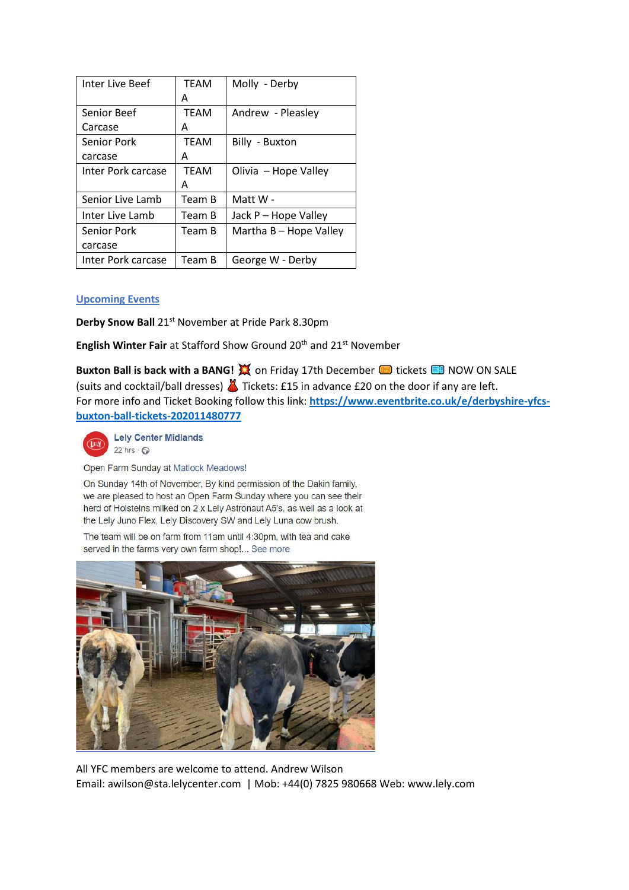| Inter Live Beef | TEAM A | Molly - Derby |
| --- | --- | --- |
| Senior Beef Carcase | TEAM A | Andrew - Pleasley |
| Senior Pork carcase | TEAM A | Billy - Buxton |
| Inter Pork carcase | TEAM A | Olivia – Hope Valley |
| Senior Live Lamb | Team B | Matt W - |
| Inter Live Lamb | Team B | Jack P – Hope Valley |
| Senior Pork carcase | Team B | Martha B – Hope Valley |
| Inter Pork carcase | Team B | George W - Derby |

## Upcoming Events

**Derby Snow Ball** 21st November at Pride Park 8.30pm

**English Winter Fair** at Stafford Show Ground 20th and 21st November

**Buxton Ball is back with a BANG!** 💥 on Friday 17th December 🎟 tickets 🎫 NOW ON SALE (suits and cocktail/ball dresses) 👗 Tickets: £15 in advance £20 on the door if any are left.
For more info and Ticket Booking follow this link: https://www.eventbrite.co.uk/e/derbyshire-yfcs-buxton-ball-tickets-202011480777

Lely Center Midlands
22 hrs

Open Farm Sunday at Matlock Meadows!

On Sunday 14th of November, By kind permission of the Dakin family, we are pleased to host an Open Farm Sunday where you can see their herd of Holsteins milked on 2 x Lely Astronaut A5's, as well as a look at the Lely Juno Flex, Lely Discovery SW and Lely Luna cow brush.

The team will be on farm from 11am until 4:30pm, with tea and cake served in the farms very own farm shop!... See more

All YFC members are welcome to attend. Andrew Wilson
Email: awilson@sta.lelycenter.com | Mob: +44(0) 7825 980668 Web: www.lely.com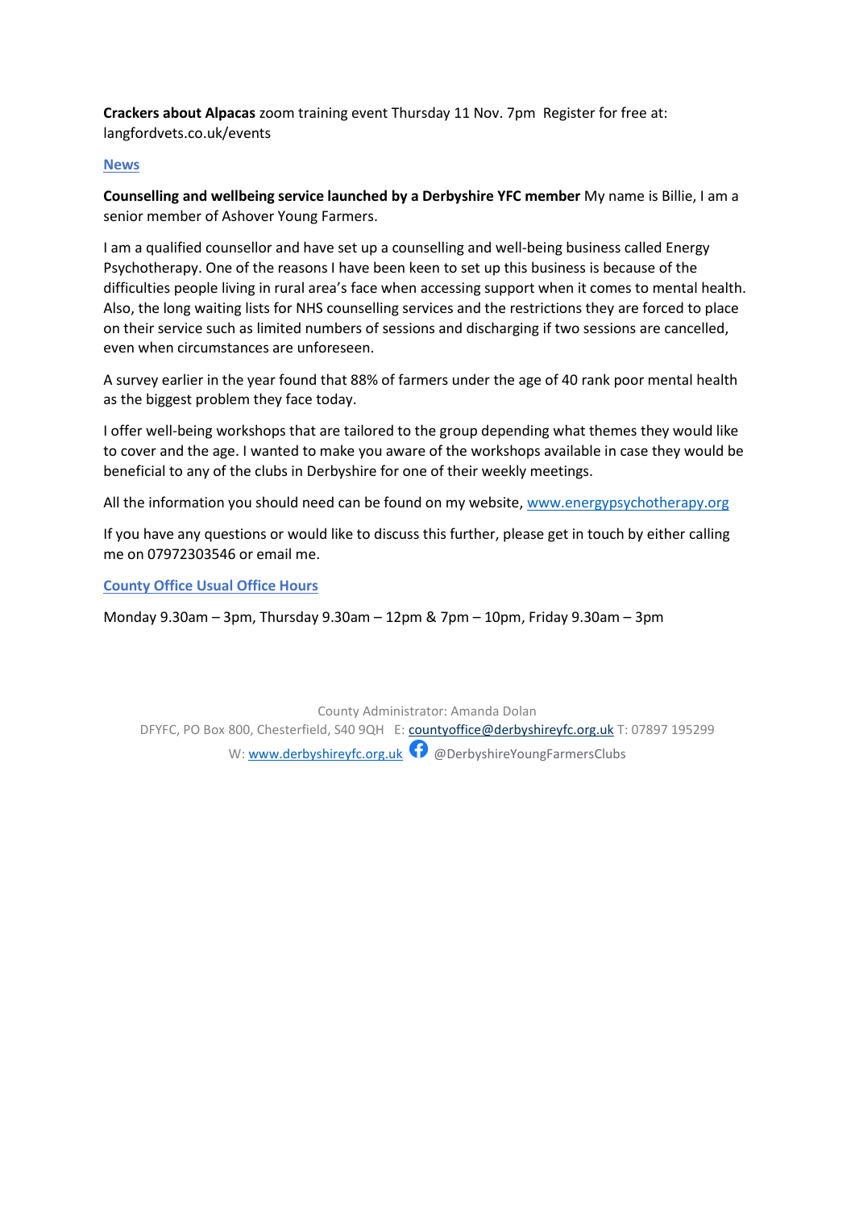**Crackers about Alpacas** zoom training event Thursday 11 Nov. 7pm Register for free at: langfordvets.co.uk/events

## News

**Counselling and wellbeing service launched by a Derbyshire YFC member** My name is Billie, I am a senior member of Ashover Young Farmers.

I am a qualified counsellor and have set up a counselling and well-being business called Energy Psychotherapy. One of the reasons I have been keen to set up this business is because of the difficulties people living in rural area's face when accessing support when it comes to mental health. Also, the long waiting lists for NHS counselling services and the restrictions they are forced to place on their service such as limited numbers of sessions and discharging if two sessions are cancelled, even when circumstances are unforeseen.

A survey earlier in the year found that 88% of farmers under the age of 40 rank poor mental health as the biggest problem they face today.

I offer well-being workshops that are tailored to the group depending what themes they would like to cover and the age. I wanted to make you aware of the workshops available in case they would be beneficial to any of the clubs in Derbyshire for one of their weekly meetings.

All the information you should need can be found on my website, [www.energypsychotherapy.org](http://www.energypsychotherapy.org)

If you have any questions or would like to discuss this further, please get in touch by either calling me on 07972303546 or email me.

## County Office Usual Office Hours

Monday 9.30am – 3pm, Thursday 9.30am – 12pm & 7pm – 10pm, Friday 9.30am – 3pm

County Administrator: Amanda Dolan

DFYFC, PO Box 800, Chesterfield, S40 9QH E: countyoffice@derbyshireyfc.org.uk T: 07897 195299

W: [www.derbyshireyfc.org.uk](http://www.derbyshireyfc.org.uk) @DerbyshireYoungFarmersClubs